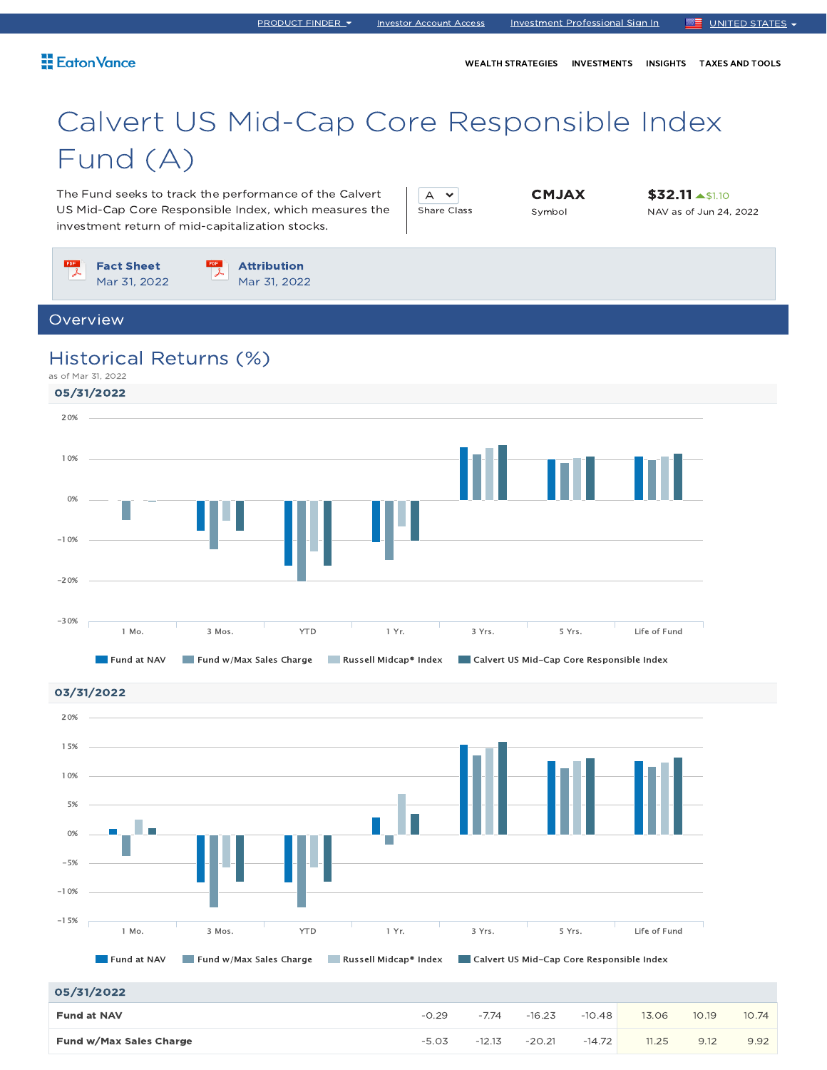PRODUCT FINDER | Investor Account Access | Investment Professional Sign In | UNITED STATES

Eaton Vance

WEALTH STRATEGIES | INVESTMENTS | INSIGHTS | TAXES AND TOOLS

# Calvert US Mid-Cap Core Responsible Index Fund (A)

The Fund seeks to track the performance of the Calvert US Mid-Cap Core Responsible Index, which measures the investment return of mid-capitalization stocks.

| A | CMJAX | $32.11 ▲$1.10 |
|---|---|---|
| Share Class | Symbol | NAV as of Jun 24, 2022 |

**Fact Sheet**
Mar 31, 2022

**Attribution**
Mar 31, 2022

## Overview

### Historical Returns (%)

as of Mar 31, 2022

**05/31/2022**

Fund at NAV | Fund w/Max Sales Charge | Russell Midcap® Index | Calvert US Mid-Cap Core Responsible Index

**03/31/2022**

Fund at NAV | Fund w/Max Sales Charge | Russell Midcap® Index | Calvert US Mid-Cap Core Responsible Index

| 05/31/2022 | 1 Mo. | 3 Mos. | YTD | 1 Yr. | 3 Yrs. | 5 Yrs. | Life of Fund |
|---|---|---|---|---|---|---|---|
| **Fund at NAV** | -0.29 | -7.74 | -16.23 | -10.48 | 13.06 | 10.19 | 10.74 |
| **Fund w/Max Sales Charge** | -5.03 | -12.13 | -20.21 | -14.72 | 11.25 | 9.12 | 9.92 |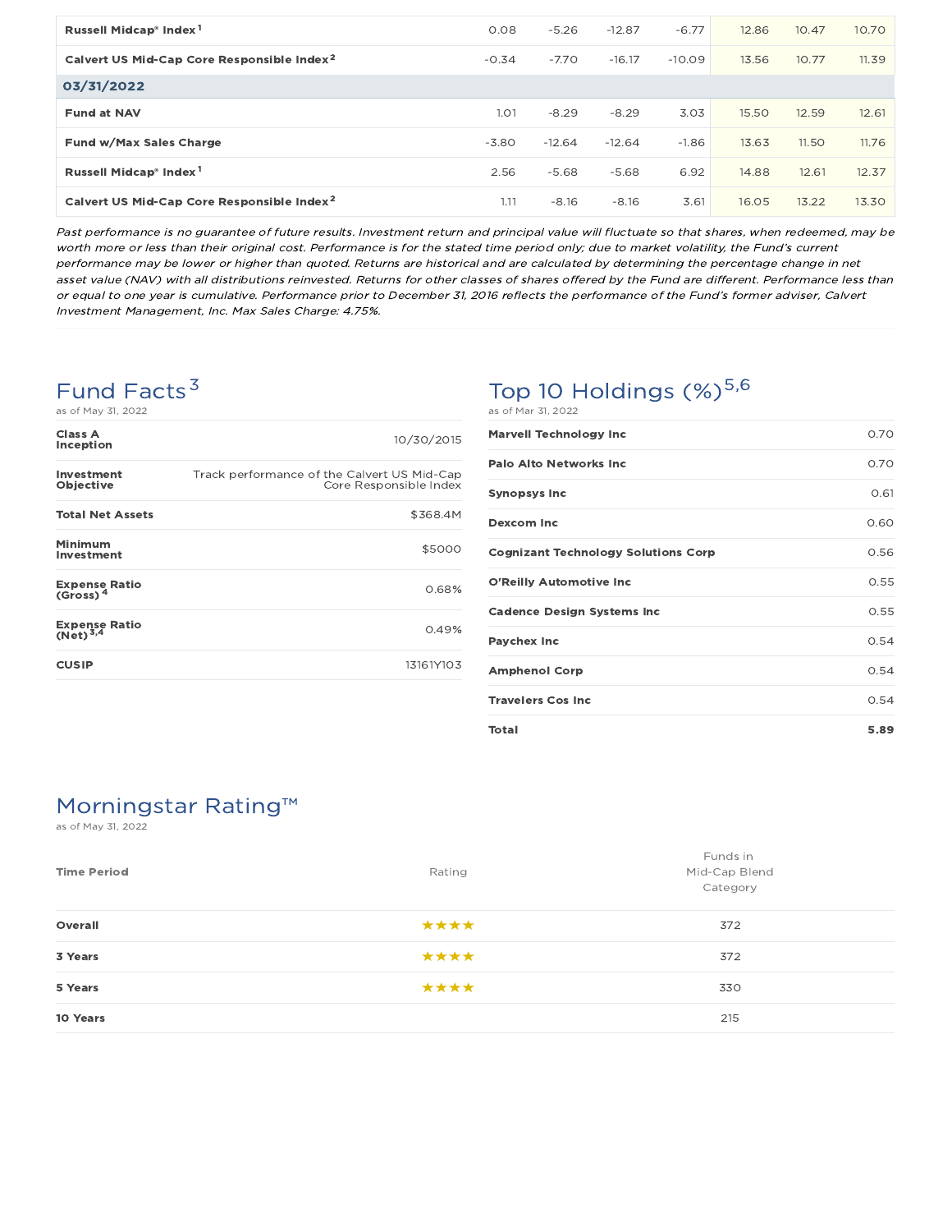| | | | | | | | |
|---|---|---|---|---|---|---|---|
| **Russell Midcap® Index** [1] | 0.08 | -5.26 | -12.87 | -6.77 | 12.86 | 10.47 | 10.70 |
| **Calvert US Mid-Cap Core Responsible Index** [2] | -0.34 | -7.70 | -16.17 | -10.09 | 13.56 | 10.77 | 11.39 |
| **03/31/2022** | | | | | | | |
| **Fund at NAV** | 1.01 | -8.29 | -8.29 | 3.03 | 15.50 | 12.59 | 12.61 |
| **Fund w/Max Sales Charge** | -3.80 | -12.64 | -12.64 | -1.86 | 13.63 | 11.50 | 11.76 |
| **Russell Midcap® Index** [1] | 2.56 | -5.68 | -5.68 | 6.92 | 14.88 | 12.61 | 12.37 |
| **Calvert US Mid-Cap Core Responsible Index** [2] | 1.11 | -8.16 | -8.16 | 3.61 | 16.05 | 13.22 | 13.30 |

*Past performance is no guarantee of future results. Investment return and principal value will fluctuate so that shares, when redeemed, may be worth more or less than their original cost. Performance is for the stated time period only; due to market volatility, the Fund's current performance may be lower or higher than quoted. Returns are historical and are calculated by determining the percentage change in net asset value (NAV) with all distributions reinvested. Returns for other classes of shares offered by the Fund are different. Performance less than or equal to one year is cumulative. Performance prior to December 31, 2016 reflects the performance of the Fund's former adviser, Calvert Investment Management, Inc. Max Sales Charge: 4.75%.*

## Fund Facts [3]

as of May 31, 2022

| | |
|---|---|
| **Class A Inception** | 10/30/2015 |
| **Investment Objective** | Track performance of the Calvert US Mid-Cap Core Responsible Index |
| **Total Net Assets** | $368.4M |
| **Minimum Investment** | $5000 |
| **Expense Ratio (Gross)** [4] | 0.68% |
| **Expense Ratio (Net)** [3,4] | 0.49% |
| **CUSIP** | 13161Y103 |

## Top 10 Holdings (%) [5,6]

as of Mar 31, 2022

| | |
|---|---|
| **Marvell Technology Inc** | 0.70 |
| **Palo Alto Networks Inc** | 0.70 |
| **Synopsys Inc** | 0.61 |
| **Dexcom Inc** | 0.60 |
| **Cognizant Technology Solutions Corp** | 0.56 |
| **O'Reilly Automotive Inc** | 0.55 |
| **Cadence Design Systems Inc** | 0.55 |
| **Paychex Inc** | 0.54 |
| **Amphenol Corp** | 0.54 |
| **Travelers Cos Inc** | 0.54 |
| **Total** | **5.89** |

## Morningstar Rating™

as of May 31, 2022

| Time Period | Rating | Funds in Mid-Cap Blend Category |
|---|---|---|
| **Overall** | ★★★★ | 372 |
| **3 Years** | ★★★★ | 372 |
| **5 Years** | ★★★★ | 330 |
| **10 Years** | | 215 |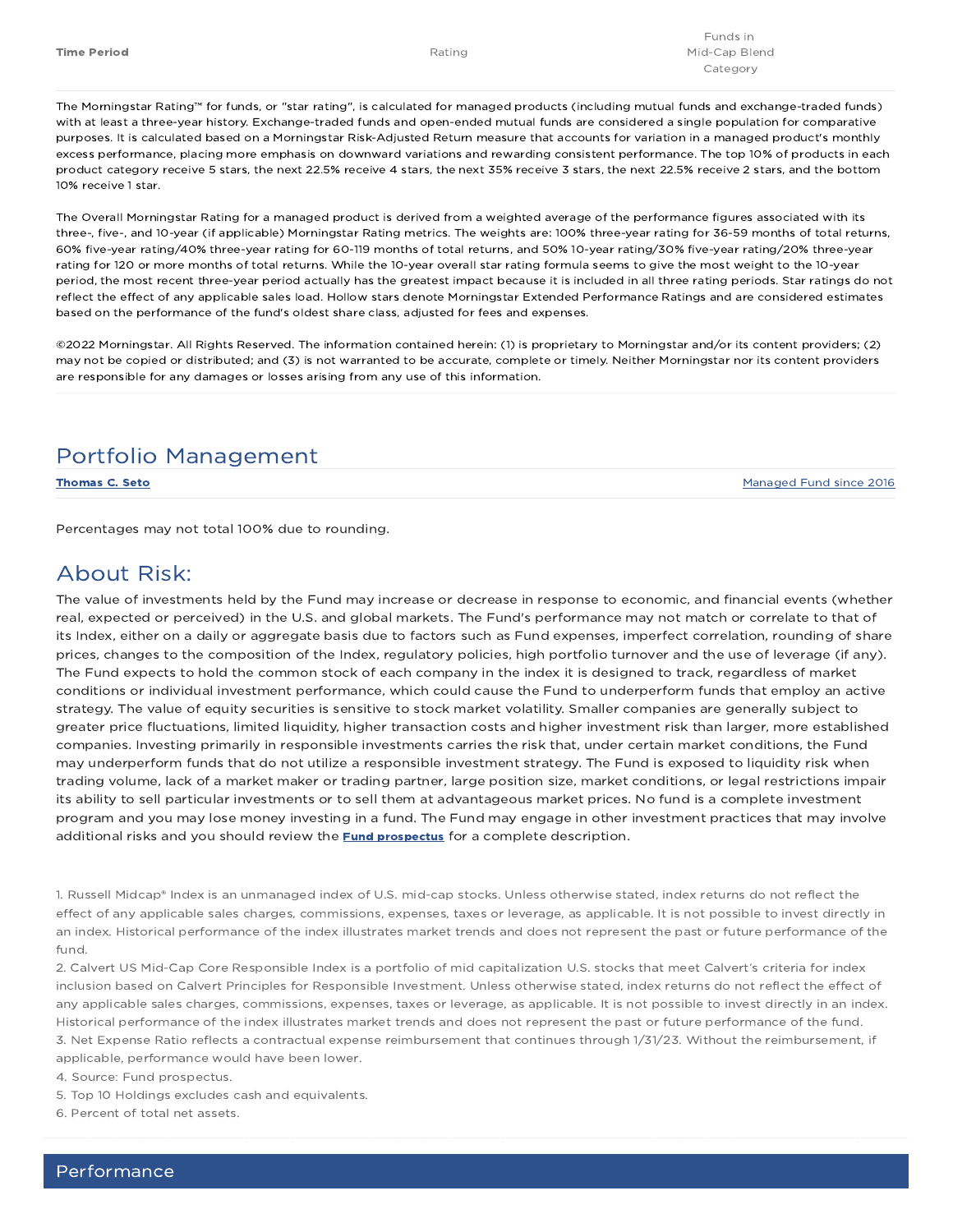| Time Period | Rating | Funds in Mid-Cap Blend Category |
| --- | --- | --- |

The Morningstar Rating™ for funds, or "star rating", is calculated for managed products (including mutual funds and exchange-traded funds) with at least a three-year history. Exchange-traded funds and open-ended mutual funds are considered a single population for comparative purposes. It is calculated based on a Morningstar Risk-Adjusted Return measure that accounts for variation in a managed product's monthly excess performance, placing more emphasis on downward variations and rewarding consistent performance. The top 10% of products in each product category receive 5 stars, the next 22.5% receive 4 stars, the next 35% receive 3 stars, the next 22.5% receive 2 stars, and the bottom 10% receive 1 star.

The Overall Morningstar Rating for a managed product is derived from a weighted average of the performance figures associated with its three-, five-, and 10-year (if applicable) Morningstar Rating metrics. The weights are: 100% three-year rating for 36-59 months of total returns, 60% five-year rating/40% three-year rating for 60-119 months of total returns, and 50% 10-year rating/30% five-year rating/20% three-year rating for 120 or more months of total returns. While the 10-year overall star rating formula seems to give the most weight to the 10-year period, the most recent three-year period actually has the greatest impact because it is included in all three rating periods. Star ratings do not reflect the effect of any applicable sales load. Hollow stars denote Morningstar Extended Performance Ratings and are considered estimates based on the performance of the fund's oldest share class, adjusted for fees and expenses.

©2022 Morningstar. All Rights Reserved. The information contained herein: (1) is proprietary to Morningstar and/or its content providers; (2) may not be copied or distributed; and (3) is not warranted to be accurate, complete or timely. Neither Morningstar nor its content providers are responsible for any damages or losses arising from any use of this information.

## Portfolio Management

| **Thomas C. Seto** | Managed Fund since 2016 |
| --- | --- |

Percentages may not total 100% due to rounding.

## About Risk:

The value of investments held by the Fund may increase or decrease in response to economic, and financial events (whether real, expected or perceived) in the U.S. and global markets. The Fund's performance may not match or correlate to that of its Index, either on a daily or aggregate basis due to factors such as Fund expenses, imperfect correlation, rounding of share prices, changes to the composition of the Index, regulatory policies, high portfolio turnover and the use of leverage (if any). The Fund expects to hold the common stock of each company in the index it is designed to track, regardless of market conditions or individual investment performance, which could cause the Fund to underperform funds that employ an active strategy. The value of equity securities is sensitive to stock market volatility. Smaller companies are generally subject to greater price fluctuations, limited liquidity, higher transaction costs and higher investment risk than larger, more established companies. Investing primarily in responsible investments carries the risk that, under certain market conditions, the Fund may underperform funds that do not utilize a responsible investment strategy. The Fund is exposed to liquidity risk when trading volume, lack of a market maker or trading partner, large position size, market conditions, or legal restrictions impair its ability to sell particular investments or to sell them at advantageous market prices. No fund is a complete investment program and you may lose money investing in a fund. The Fund may engage in other investment practices that may involve additional risks and you should review the **Fund prospectus** for a complete description.

1. Russell Midcap® Index is an unmanaged index of U.S. mid-cap stocks. Unless otherwise stated, index returns do not reflect the effect of any applicable sales charges, commissions, expenses, taxes or leverage, as applicable. It is not possible to invest directly in an index. Historical performance of the index illustrates market trends and does not represent the past or future performance of the fund.
2. Calvert US Mid-Cap Core Responsible Index is a portfolio of mid capitalization U.S. stocks that meet Calvert's criteria for index inclusion based on Calvert Principles for Responsible Investment. Unless otherwise stated, index returns do not reflect the effect of any applicable sales charges, commissions, expenses, taxes or leverage, as applicable. It is not possible to invest directly in an index. Historical performance of the index illustrates market trends and does not represent the past or future performance of the fund.
3. Net Expense Ratio reflects a contractual expense reimbursement that continues through 1/31/23. Without the reimbursement, if applicable, performance would have been lower.
4. Source: Fund prospectus.
5. Top 10 Holdings excludes cash and equivalents.
6. Percent of total net assets.

## Performance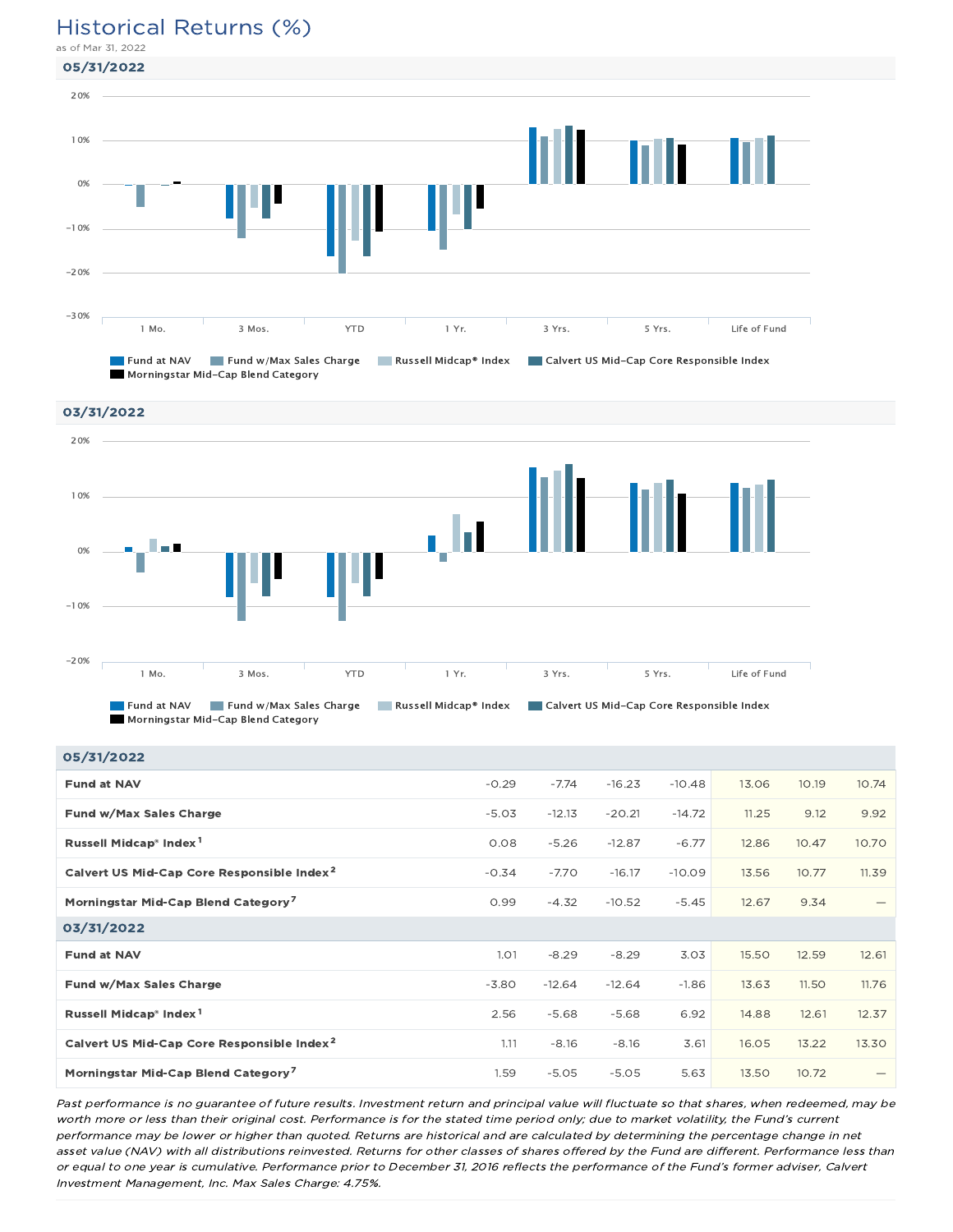# Historical Returns (%)

as of Mar 31, 2022

## 05/31/2022

20%
10%
0%
-10%
-20%
-30%

1 Mo. 3 Mos. YTD 1 Yr. 3 Yrs. 5 Yrs. Life of Fund

Fund at NAV | Fund w/Max Sales Charge | Russell Midcap® Index | Calvert US Mid-Cap Core Responsible Index | Morningstar Mid-Cap Blend Category

## 03/31/2022

20%
10%
0%
-10%
-20%

1 Mo. 3 Mos. YTD 1 Yr. 3 Yrs. 5 Yrs. Life of Fund

Fund at NAV | Fund w/Max Sales Charge | Russell Midcap® Index | Calvert US Mid-Cap Core Responsible Index | Morningstar Mid-Cap Blend Category

| 05/31/2022 | | | | | | | |
|---|---|---|---|---|---|---|---|
| **Fund at NAV** | -0.29 | -7.74 | -16.23 | -10.48 | 13.06 | 10.19 | 10.74 |
| **Fund w/Max Sales Charge** | -5.03 | -12.13 | -20.21 | -14.72 | 11.25 | 9.12 | 9.92 |
| **Russell Midcap® Index [1]** | 0.08 | -5.26 | -12.87 | -6.77 | 12.86 | 10.47 | 10.70 |
| **Calvert US Mid-Cap Core Responsible Index [2]** | -0.34 | -7.70 | -16.17 | -10.09 | 13.56 | 10.77 | 11.39 |
| **Morningstar Mid-Cap Blend Category [7]** | 0.99 | -4.32 | -10.52 | -5.45 | 12.67 | 9.34 | — |
| **03/31/2022** | | | | | | | |
| **Fund at NAV** | 1.01 | -8.29 | -8.29 | 3.03 | 15.50 | 12.59 | 12.61 |
| **Fund w/Max Sales Charge** | -3.80 | -12.64 | -12.64 | -1.86 | 13.63 | 11.50 | 11.76 |
| **Russell Midcap® Index [1]** | 2.56 | -5.68 | -5.68 | 6.92 | 14.88 | 12.61 | 12.37 |
| **Calvert US Mid-Cap Core Responsible Index [2]** | 1.11 | -8.16 | -8.16 | 3.61 | 16.05 | 13.22 | 13.30 |
| **Morningstar Mid-Cap Blend Category [7]** | 1.59 | -5.05 | -5.05 | 5.63 | 13.50 | 10.72 | — |

*Past performance is no guarantee of future results. Investment return and principal value will fluctuate so that shares, when redeemed, may be worth more or less than their original cost. Performance is for the stated time period only; due to market volatility, the Fund's current performance may be lower or higher than quoted. Returns are historical and are calculated by determining the percentage change in net asset value (NAV) with all distributions reinvested. Returns for other classes of shares offered by the Fund are different. Performance less than or equal to one year is cumulative. Performance prior to December 31, 2016 reflects the performance of the Fund's former adviser, Calvert Investment Management, Inc. Max Sales Charge: 4.75%.*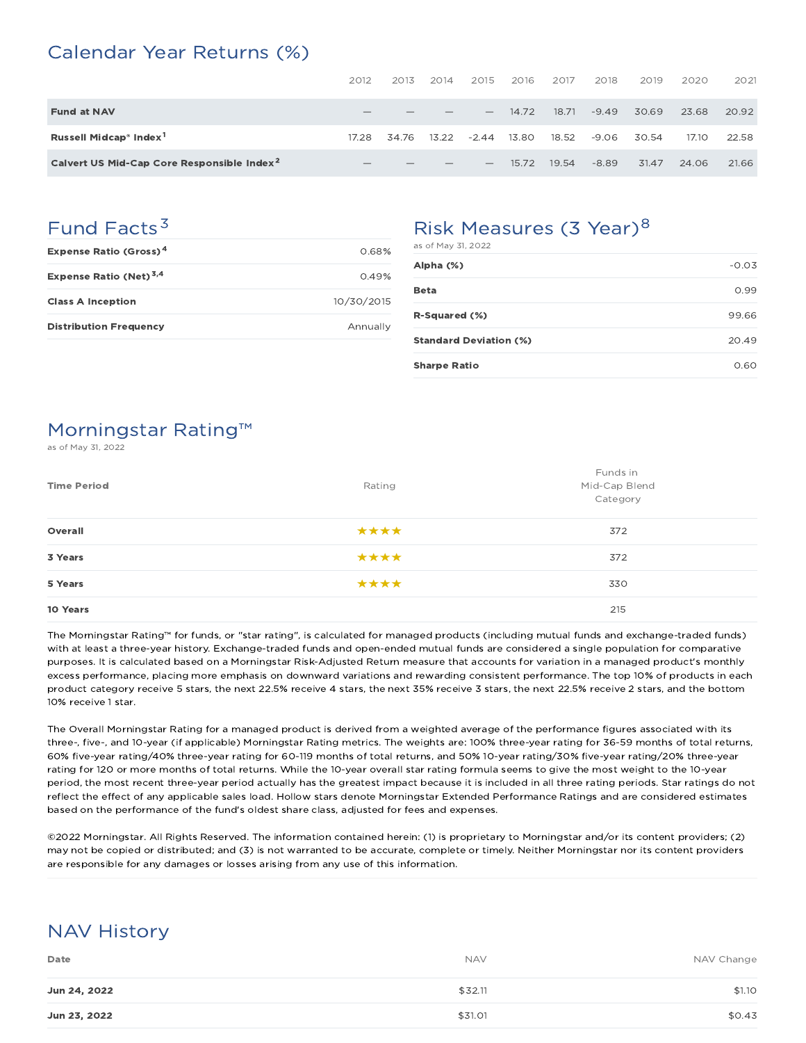## Calendar Year Returns (%)

| | 2012 | 2013 | 2014 | 2015 | 2016 | 2017 | 2018 | 2019 | 2020 | 2021 |
|---|---|---|---|---|---|---|---|---|---|---|
| **Fund at NAV** | — | — | — | — | 14.72 | 18.71 | -9.49 | 30.69 | 23.68 | 20.92 |
| **Russell Midcap® Index**[1] | 17.28 | 34.76 | 13.22 | -2.44 | 13.80 | 18.52 | -9.06 | 30.54 | 17.10 | 22.58 |
| **Calvert US Mid-Cap Core Responsible Index**[2] | — | — | — | — | 15.72 | 19.54 | -8.89 | 31.47 | 24.06 | 21.66 |

## Fund Facts[3]

| | |
|---|---|
| **Expense Ratio (Gross)**[4] | 0.68% |
| **Expense Ratio (Net)**[3,4] | 0.49% |
| **Class A Inception** | 10/30/2015 |
| **Distribution Frequency** | Annually |

## Risk Measures (3 Year)[8]

as of May 31, 2022

| | |
|---|---|
| **Alpha (%)** | -0.03 |
| **Beta** | 0.99 |
| **R-Squared (%)** | 99.66 |
| **Standard Deviation (%)** | 20.49 |
| **Sharpe Ratio** | 0.60 |

## Morningstar Rating™

as of May 31, 2022

| Time Period | Rating | Funds in Mid-Cap Blend Category |
|---|---|---|
| **Overall** | ★★★★ | 372 |
| **3 Years** | ★★★★ | 372 |
| **5 Years** | ★★★★ | 330 |
| **10 Years** | | 215 |

The Morningstar Rating™ for funds, or "star rating", is calculated for managed products (including mutual funds and exchange-traded funds) with at least a three-year history. Exchange-traded funds and open-ended mutual funds are considered a single population for comparative purposes. It is calculated based on a Morningstar Risk-Adjusted Return measure that accounts for variation in a managed product's monthly excess performance, placing more emphasis on downward variations and rewarding consistent performance. The top 10% of products in each product category receive 5 stars, the next 22.5% receive 4 stars, the next 35% receive 3 stars, the next 22.5% receive 2 stars, and the bottom 10% receive 1 star.

The Overall Morningstar Rating for a managed product is derived from a weighted average of the performance figures associated with its three-, five-, and 10-year (if applicable) Morningstar Rating metrics. The weights are: 100% three-year rating for 36-59 months of total returns, 60% five-year rating/40% three-year rating for 60-119 months of total returns, and 50% 10-year rating/30% five-year rating/20% three-year rating for 120 or more months of total returns. While the 10-year overall star rating formula seems to give the most weight to the 10-year period, the most recent three-year period actually has the greatest impact because it is included in all three rating periods. Star ratings do not reflect the effect of any applicable sales load. Hollow stars denote Morningstar Extended Performance Ratings and are considered estimates based on the performance of the fund's oldest share class, adjusted for fees and expenses.

©2022 Morningstar. All Rights Reserved. The information contained herein: (1) is proprietary to Morningstar and/or its content providers; (2) may not be copied or distributed; and (3) is not warranted to be accurate, complete or timely. Neither Morningstar nor its content providers are responsible for any damages or losses arising from any use of this information.

## NAV History

| Date | NAV | NAV Change |
|---|---|---|
| **Jun 24, 2022** | $32.11 | $1.10 |
| **Jun 23, 2022** | $31.01 | $0.43 |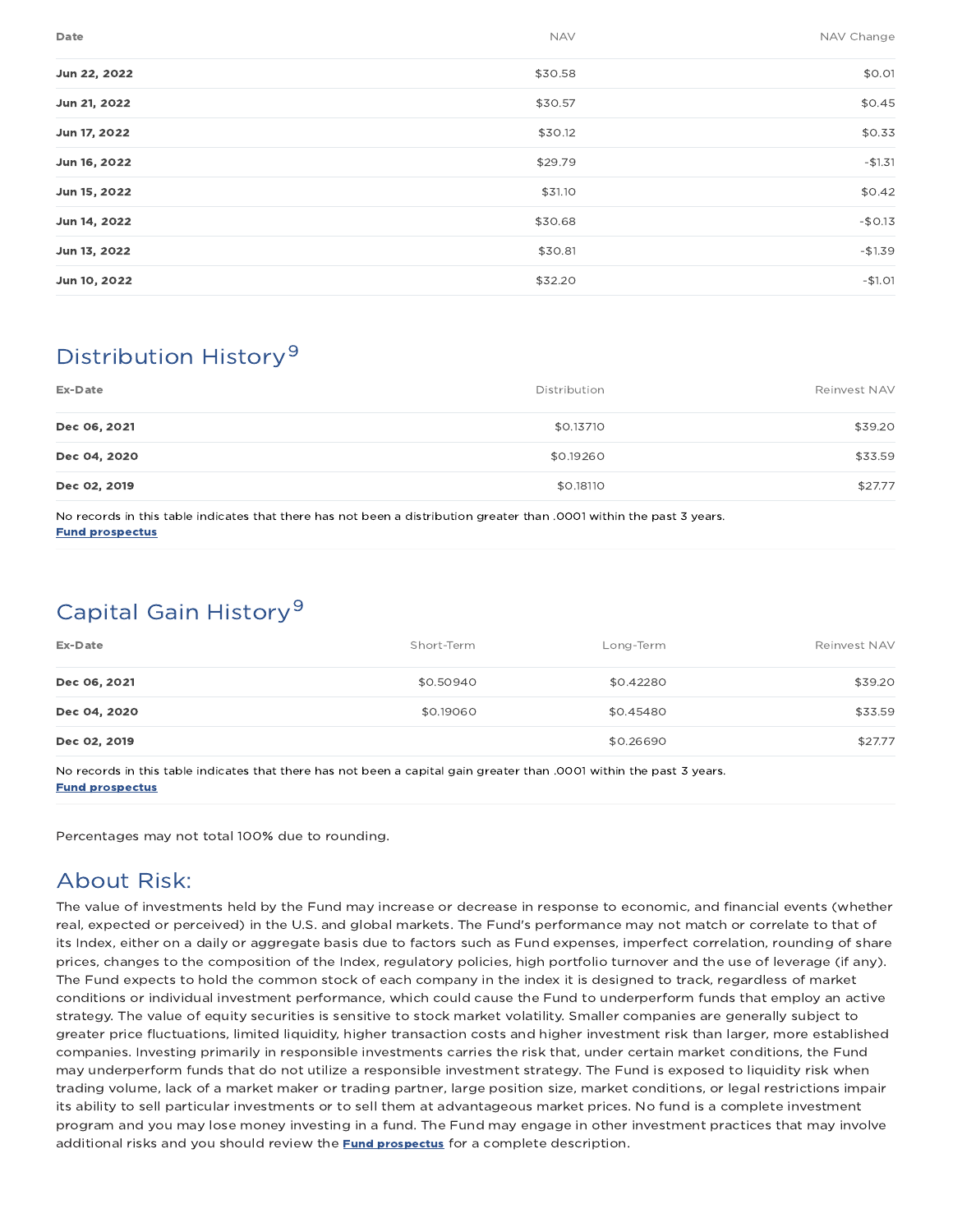| Date | NAV | NAV Change |
| --- | --- | --- |
| **Jun 22, 2022** | $30.58 | $0.01 |
| **Jun 21, 2022** | $30.57 | $0.45 |
| **Jun 17, 2022** | $30.12 | $0.33 |
| **Jun 16, 2022** | $29.79 | -$1.31 |
| **Jun 15, 2022** | $31.10 | $0.42 |
| **Jun 14, 2022** | $30.68 | -$0.13 |
| **Jun 13, 2022** | $30.81 | -$1.39 |
| **Jun 10, 2022** | $32.20 | -$1.01 |

## Distribution History[9]

| Ex-Date | Distribution | Reinvest NAV |
| --- | --- | --- |
| **Dec 06, 2021** | $0.13710 | $39.20 |
| **Dec 04, 2020** | $0.19260 | $33.59 |
| **Dec 02, 2019** | $0.18110 | $27.77 |

No records in this table indicates that there has not been a distribution greater than .0001 within the past 3 years.
**Fund prospectus**

## Capital Gain History[9]

| Ex-Date | Short-Term | Long-Term | Reinvest NAV |
| --- | --- | --- | --- |
| **Dec 06, 2021** | $0.50940 | $0.42280 | $39.20 |
| **Dec 04, 2020** | $0.19060 | $0.45480 | $33.59 |
| **Dec 02, 2019** | | $0.26690 | $27.77 |

No records in this table indicates that there has not been a capital gain greater than .0001 within the past 3 years.
**Fund prospectus**

Percentages may not total 100% due to rounding.

## About Risk:

The value of investments held by the Fund may increase or decrease in response to economic, and financial events (whether real, expected or perceived) in the U.S. and global markets. The Fund's performance may not match or correlate to that of its Index, either on a daily or aggregate basis due to factors such as Fund expenses, imperfect correlation, rounding of share prices, changes to the composition of the Index, regulatory policies, high portfolio turnover and the use of leverage (if any). The Fund expects to hold the common stock of each company in the index it is designed to track, regardless of market conditions or individual investment performance, which could cause the Fund to underperform funds that employ an active strategy. The value of equity securities is sensitive to stock market volatility. Smaller companies are generally subject to greater price fluctuations, limited liquidity, higher transaction costs and higher investment risk than larger, more established companies. Investing primarily in responsible investments carries the risk that, under certain market conditions, the Fund may underperform funds that do not utilize a responsible investment strategy. The Fund is exposed to liquidity risk when trading volume, lack of a market maker or trading partner, large position size, market conditions, or legal restrictions impair its ability to sell particular investments or to sell them at advantageous market prices. No fund is a complete investment program and you may lose money investing in a fund. The Fund may engage in other investment practices that may involve additional risks and you should review the **Fund prospectus** for a complete description.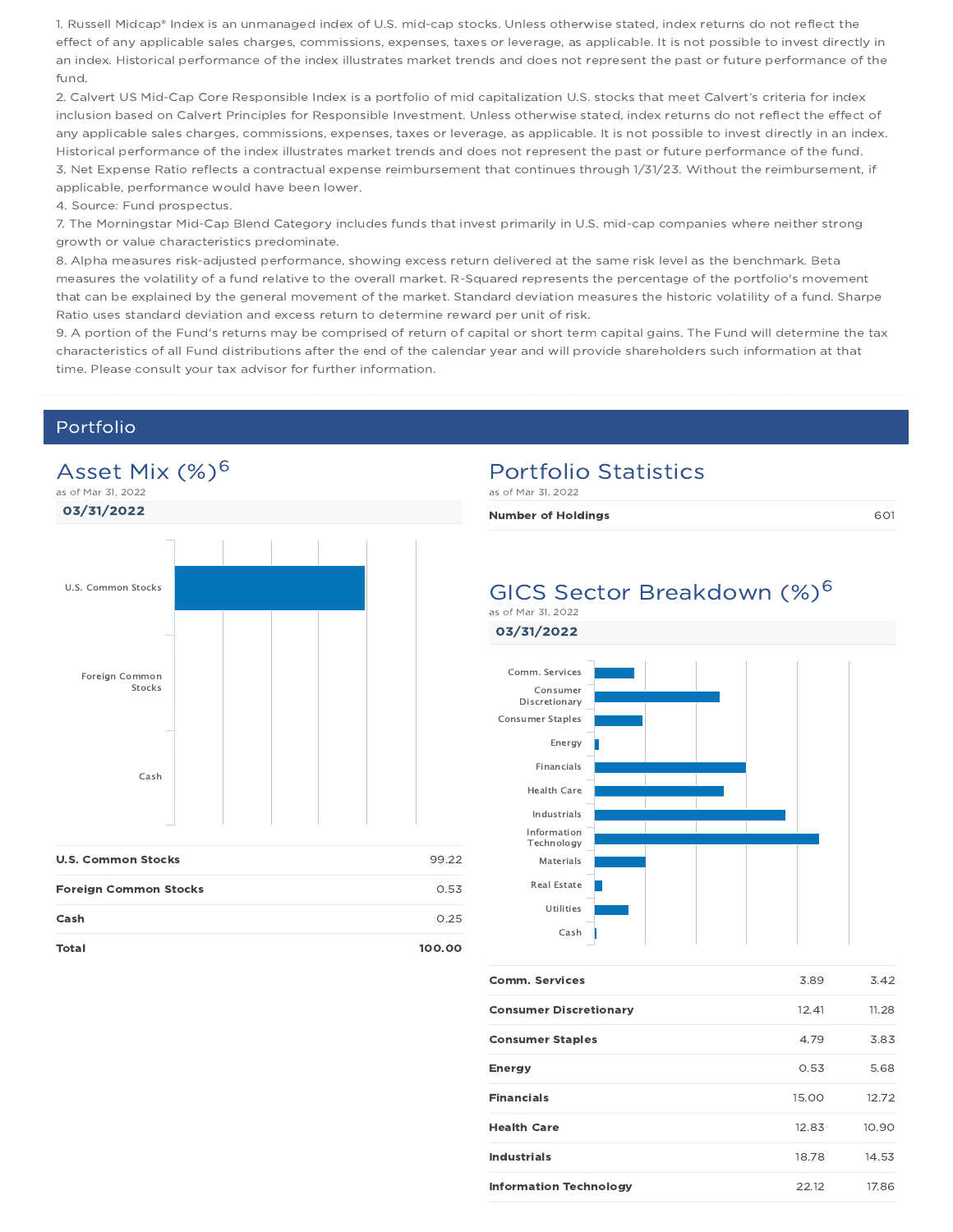1. Russell Midcap® Index is an unmanaged index of U.S. mid-cap stocks. Unless otherwise stated, index returns do not reflect the effect of any applicable sales charges, commissions, expenses, taxes or leverage, as applicable. It is not possible to invest directly in an index. Historical performance of the index illustrates market trends and does not represent the past or future performance of the fund.
2. Calvert US Mid-Cap Core Responsible Index is a portfolio of mid capitalization U.S. stocks that meet Calvert's criteria for index inclusion based on Calvert Principles for Responsible Investment. Unless otherwise stated, index returns do not reflect the effect of any applicable sales charges, commissions, expenses, taxes or leverage, as applicable. It is not possible to invest directly in an index. Historical performance of the index illustrates market trends and does not represent the past or future performance of the fund.
3. Net Expense Ratio reflects a contractual expense reimbursement that continues through 1/31/23. Without the reimbursement, if applicable, performance would have been lower.
4. Source: Fund prospectus.
7. The Morningstar Mid-Cap Blend Category includes funds that invest primarily in U.S. mid-cap companies where neither strong growth or value characteristics predominate.
8. Alpha measures risk-adjusted performance, showing excess return delivered at the same risk level as the benchmark. Beta measures the volatility of a fund relative to the overall market. R-Squared represents the percentage of the portfolio's movement that can be explained by the general movement of the market. Standard deviation measures the historic volatility of a fund. Sharpe Ratio uses standard deviation and excess return to determine reward per unit of risk.
9. A portion of the Fund's returns may be comprised of return of capital or short term capital gains. The Fund will determine the tax characteristics of all Fund distributions after the end of the calendar year and will provide shareholders such information at that time. Please consult your tax advisor for further information.

## Portfolio

### Asset Mix (%)[6]

as of Mar 31, 2022

**03/31/2022**

| | |
|---|---|
| **U.S. Common Stocks** | 99.22 |
| **Foreign Common Stocks** | 0.53 |
| **Cash** | 0.25 |
| **Total** | **100.00** |

### Portfolio Statistics

as of Mar 31, 2022

| | |
|---|---|
| **Number of Holdings** | 601 |

### GICS Sector Breakdown (%)[6]

as of Mar 31, 2022

**03/31/2022**

| | | |
|---|---|---|
| **Comm. Services** | 3.89 | 3.42 |
| **Consumer Discretionary** | 12.41 | 11.28 |
| **Consumer Staples** | 4.79 | 3.83 |
| **Energy** | 0.53 | 5.68 |
| **Financials** | 15.00 | 12.72 |
| **Health Care** | 12.83 | 10.90 |
| **Industrials** | 18.78 | 14.53 |
| **Information Technology** | 22.12 | 17.86 |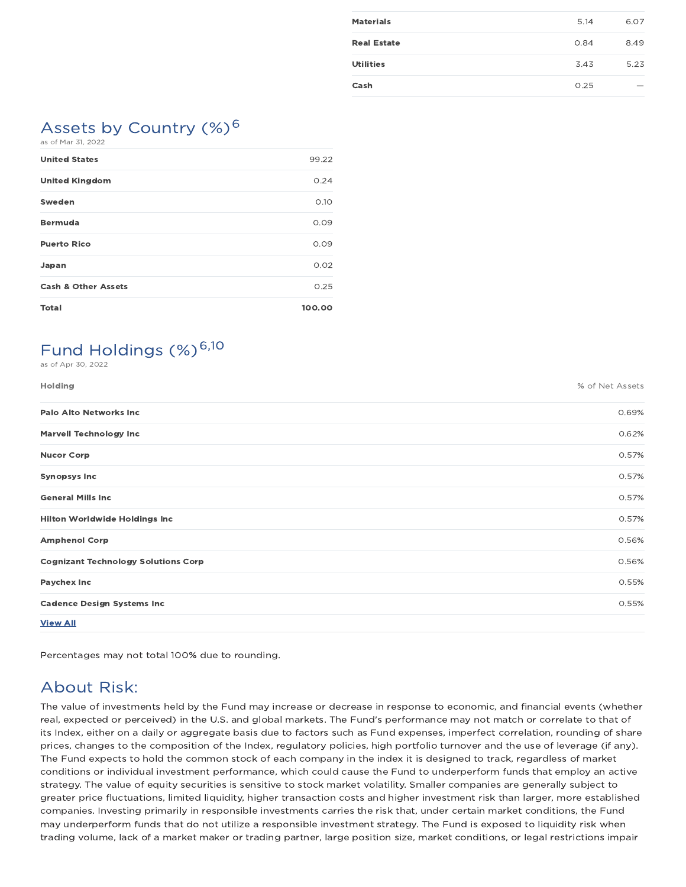| | | |
|---|---|---|
| **Materials** | 5.14 | 6.07 |
| **Real Estate** | 0.84 | 8.49 |
| **Utilities** | 3.43 | 5.23 |
| **Cash** | 0.25 | — |

## Assets by Country (%)[6]

as of Mar 31, 2022

| | |
|---|---|
| **United States** | 99.22 |
| **United Kingdom** | 0.24 |
| **Sweden** | 0.10 |
| **Bermuda** | 0.09 |
| **Puerto Rico** | 0.09 |
| **Japan** | 0.02 |
| **Cash & Other Assets** | 0.25 |
| **Total** | **100.00** |

## Fund Holdings (%)[6,10]

as of Apr 30, 2022

| Holding | % of Net Assets |
|---|---|
| **Palo Alto Networks Inc** | 0.69% |
| **Marvell Technology Inc** | 0.62% |
| **Nucor Corp** | 0.57% |
| **Synopsys Inc** | 0.57% |
| **General Mills Inc** | 0.57% |
| **Hilton Worldwide Holdings Inc** | 0.57% |
| **Amphenol Corp** | 0.56% |
| **Cognizant Technology Solutions Corp** | 0.56% |
| **Paychex Inc** | 0.55% |
| **Cadence Design Systems Inc** | 0.55% |

**View All**

Percentages may not total 100% due to rounding.

## About Risk:

The value of investments held by the Fund may increase or decrease in response to economic, and financial events (whether real, expected or perceived) in the U.S. and global markets. The Fund's performance may not match or correlate to that of its Index, either on a daily or aggregate basis due to factors such as Fund expenses, imperfect correlation, rounding of share prices, changes to the composition of the Index, regulatory policies, high portfolio turnover and the use of leverage (if any). The Fund expects to hold the common stock of each company in the index it is designed to track, regardless of market conditions or individual investment performance, which could cause the Fund to underperform funds that employ an active strategy. The value of equity securities is sensitive to stock market volatility. Smaller companies are generally subject to greater price fluctuations, limited liquidity, higher transaction costs and higher investment risk than larger, more established companies. Investing primarily in responsible investments carries the risk that, under certain market conditions, the Fund may underperform funds that do not utilize a responsible investment strategy. The Fund is exposed to liquidity risk when trading volume, lack of a market maker or trading partner, large position size, market conditions, or legal restrictions impair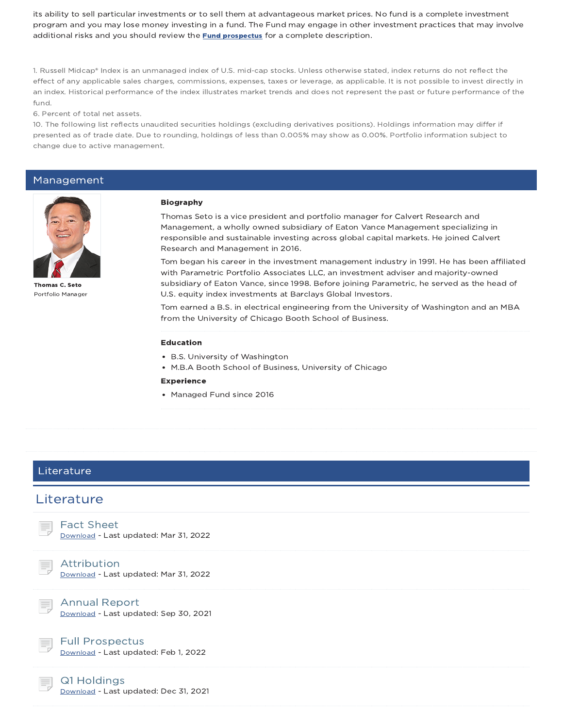its ability to sell particular investments or to sell them at advantageous market prices. No fund is a complete investment program and you may lose money investing in a fund. The Fund may engage in other investment practices that may involve additional risks and you should review the **Fund prospectus** for a complete description.

1. Russell Midcap® Index is an unmanaged index of U.S. mid-cap stocks. Unless otherwise stated, index returns do not reflect the effect of any applicable sales charges, commissions, expenses, taxes or leverage, as applicable. It is not possible to invest directly in an index. Historical performance of the index illustrates market trends and does not represent the past or future performance of the fund.
6. Percent of total net assets.
10. The following list reflects unaudited securities holdings (excluding derivatives positions). Holdings information may differ if presented as of trade date. Due to rounding, holdings of less than 0.005% may show as 0.00%. Portfolio information subject to change due to active management.

## Management

**Thomas C. Seto**
Portfolio Manager

**Biography**

Thomas Seto is a vice president and portfolio manager for Calvert Research and Management, a wholly owned subsidiary of Eaton Vance Management specializing in responsible and sustainable investing across global capital markets. He joined Calvert Research and Management in 2016.

Tom began his career in the investment management industry in 1991. He has been affiliated with Parametric Portfolio Associates LLC, an investment adviser and majority-owned subsidiary of Eaton Vance, since 1998. Before joining Parametric, he served as the head of U.S. equity index investments at Barclays Global Investors.

Tom earned a B.S. in electrical engineering from the University of Washington and an MBA from the University of Chicago Booth School of Business.

**Education**

- B.S. University of Washington
- M.B.A Booth School of Business, University of Chicago

**Experience**

- Managed Fund since 2016

## Literature

## Literature

**Fact Sheet**
Download - Last updated: Mar 31, 2022

**Attribution**
Download - Last updated: Mar 31, 2022

**Annual Report**
Download - Last updated: Sep 30, 2021

**Full Prospectus**
Download - Last updated: Feb 1, 2022

**Q1 Holdings**
Download - Last updated: Dec 31, 2021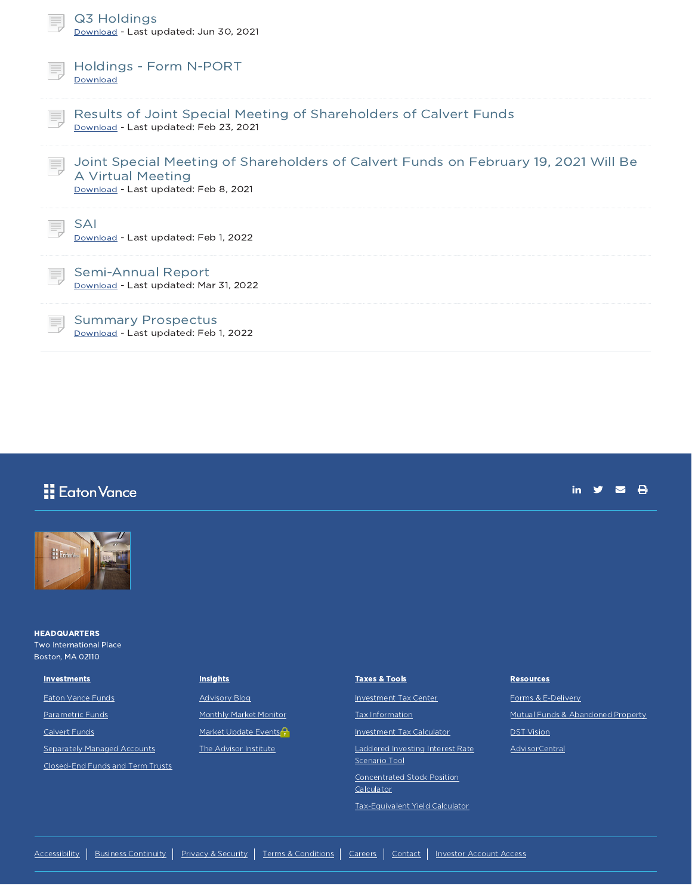### Q3 Holdings
Download - Last updated: Jun 30, 2021

### Holdings - Form N-PORT
Download

### Results of Joint Special Meeting of Shareholders of Calvert Funds
Download - Last updated: Feb 23, 2021

### Joint Special Meeting of Shareholders of Calvert Funds on February 19, 2021 Will Be A Virtual Meeting
Download - Last updated: Feb 8, 2021

### SAI
Download - Last updated: Feb 1, 2022

### Semi-Annual Report
Download - Last updated: Mar 31, 2022

### Summary Prospectus
Download - Last updated: Feb 1, 2022

Eaton Vance

**HEADQUARTERS**
Two International Place
Boston, MA 02110

**Investments**
- Eaton Vance Funds
- Parametric Funds
- Calvert Funds
- Separately Managed Accounts
- Closed-End Funds and Term Trusts

**Insights**
- Advisory Blog
- Monthly Market Monitor
- Market Update Events
- The Advisor Institute

**Taxes & Tools**
- Investment Tax Center
- Tax Information
- Investment Tax Calculator
- Laddered Investing Interest Rate Scenario Tool
- Concentrated Stock Position Calculator
- Tax-Equivalent Yield Calculator

**Resources**
- Forms & E-Delivery
- Mutual Funds & Abandoned Property
- DST Vision
- AdvisorCentral

Accessibility | Business Continuity | Privacy & Security | Terms & Conditions | Careers | Contact | Investor Account Access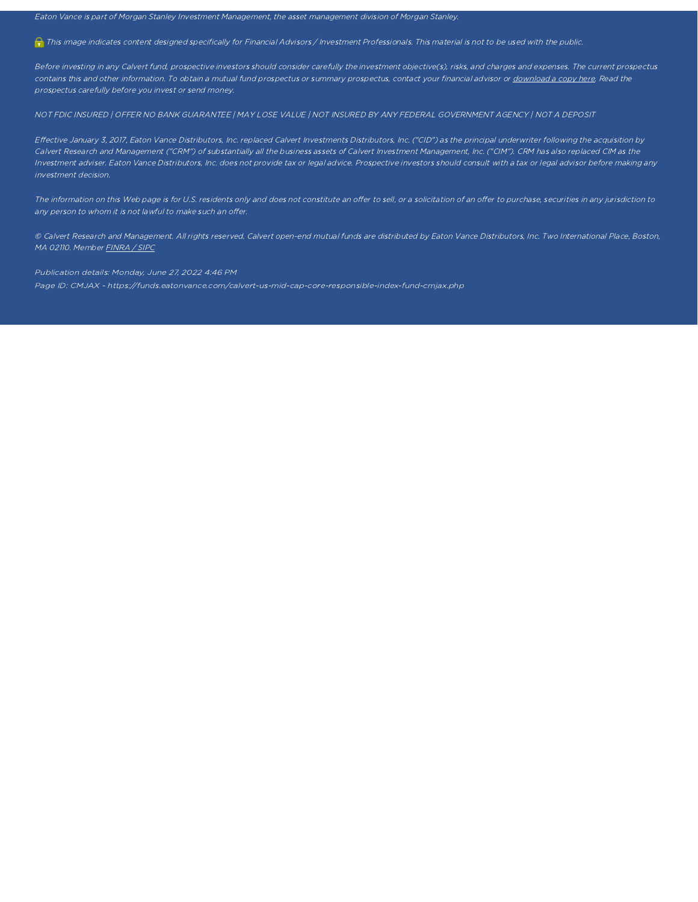*Eaton Vance is part of Morgan Stanley Investment Management, the asset management division of Morgan Stanley.*

*This image indicates content designed specifically for Financial Advisors / Investment Professionals. This material is not to be used with the public.*

*Before investing in any Calvert fund, prospective investors should consider carefully the investment objective(s), risks, and charges and expenses. The current prospectus contains this and other information. To obtain a mutual fund prospectus or summary prospectus, contact your financial advisor or download a copy here. Read the prospectus carefully before you invest or send money.*

*NOT FDIC INSURED | OFFER NO BANK GUARANTEE | MAY LOSE VALUE | NOT INSURED BY ANY FEDERAL GOVERNMENT AGENCY | NOT A DEPOSIT*

*Effective January 3, 2017, Eaton Vance Distributors, Inc. replaced Calvert Investments Distributors, Inc. ("CID") as the principal underwriter following the acquisition by Calvert Research and Management ("CRM") of substantially all the business assets of Calvert Investment Management, Inc. ("CIM"). CRM has also replaced CIM as the Investment adviser. Eaton Vance Distributors, Inc. does not provide tax or legal advice. Prospective investors should consult with a tax or legal advisor before making any investment decision.*

*The information on this Web page is for U.S. residents only and does not constitute an offer to sell, or a solicitation of an offer to purchase, securities in any jurisdiction to any person to whom it is not lawful to make such an offer.*

*© Calvert Research and Management. All rights reserved. Calvert open-end mutual funds are distributed by Eaton Vance Distributors, Inc. Two International Place, Boston, MA 02110. Member FINRA / SIPC*

*Publication details: Monday, June 27, 2022 4:46 PM*
*Page ID: CMJAX - https://funds.eatonvance.com/calvert-us-mid-cap-core-responsible-index-fund-cmjax.php*